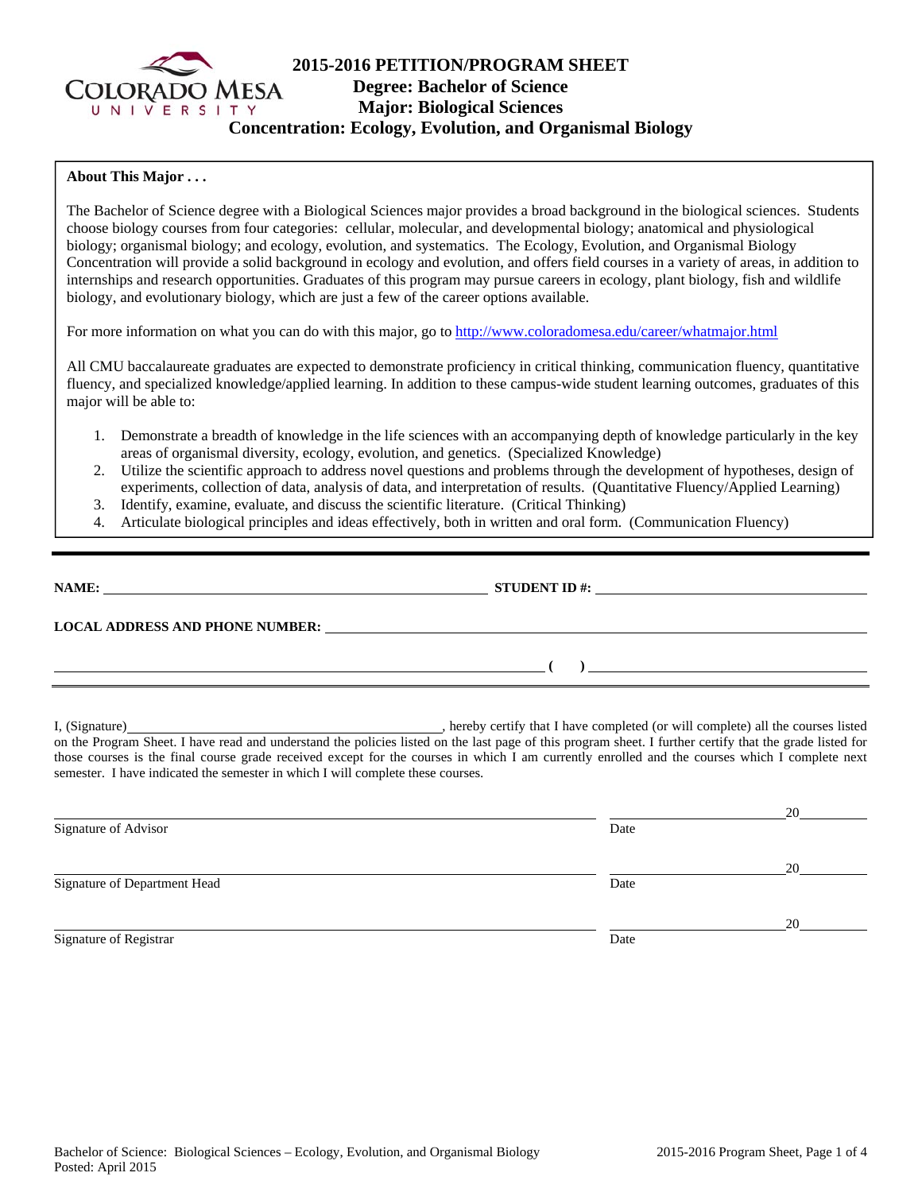# 2015-2016 PETITION/PROGRAM SHEET
## Degree: Bachelor of Science
## Major: Biological Sciences
## Concentration: Ecology, Evolution, and Organismal Biology

**About This Major . . .**

The Bachelor of Science degree with a Biological Sciences major provides a broad background in the biological sciences. Students choose biology courses from four categories: cellular, molecular, and developmental biology; anatomical and physiological biology; organismal biology; and ecology, evolution, and systematics. The Ecology, Evolution, and Organismal Biology Concentration will provide a solid background in ecology and evolution, and offers field courses in a variety of areas, in addition to internships and research opportunities. Graduates of this program may pursue careers in ecology, plant biology, fish and wildlife biology, and evolutionary biology, which are just a few of the career options available.

For more information on what you can do with this major, go to http://www.coloradomesa.edu/career/whatmajor.html

All CMU baccalaureate graduates are expected to demonstrate proficiency in critical thinking, communication fluency, quantitative fluency, and specialized knowledge/applied learning. In addition to these campus-wide student learning outcomes, graduates of this major will be able to:

1. Demonstrate a breadth of knowledge in the life sciences with an accompanying depth of knowledge particularly in the key areas of organismal diversity, ecology, evolution, and genetics. (Specialized Knowledge)
2. Utilize the scientific approach to address novel questions and problems through the development of hypotheses, design of experiments, collection of data, analysis of data, and interpretation of results. (Quantitative Fluency/Applied Learning)
3. Identify, examine, evaluate, and discuss the scientific literature. (Critical Thinking)
4. Articulate biological principles and ideas effectively, both in written and oral form. (Communication Fluency)

---

**NAME:** ______________________________ **STUDENT ID #:** ______________________________

**LOCAL ADDRESS AND PHONE NUMBER:** ______________________________

______________________________ **( )** ______________________________

I, (Signature)______________________________, hereby certify that I have completed (or will complete) all the courses listed on the Program Sheet. I have read and understand the policies listed on the last page of this program sheet. I further certify that the grade listed for those courses is the final course grade received except for the courses in which I am currently enrolled and the courses which I complete next semester. I have indicated the semester in which I will complete these courses.

______________________________ ______________ 20______
Signature of Advisor Date

______________________________ ______________ 20______
Signature of Department Head Date

______________________________ ______________ 20______
Signature of Registrar Date

Bachelor of Science: Biological Sciences – Ecology, Evolution, and Organismal Biology
Posted: April 2015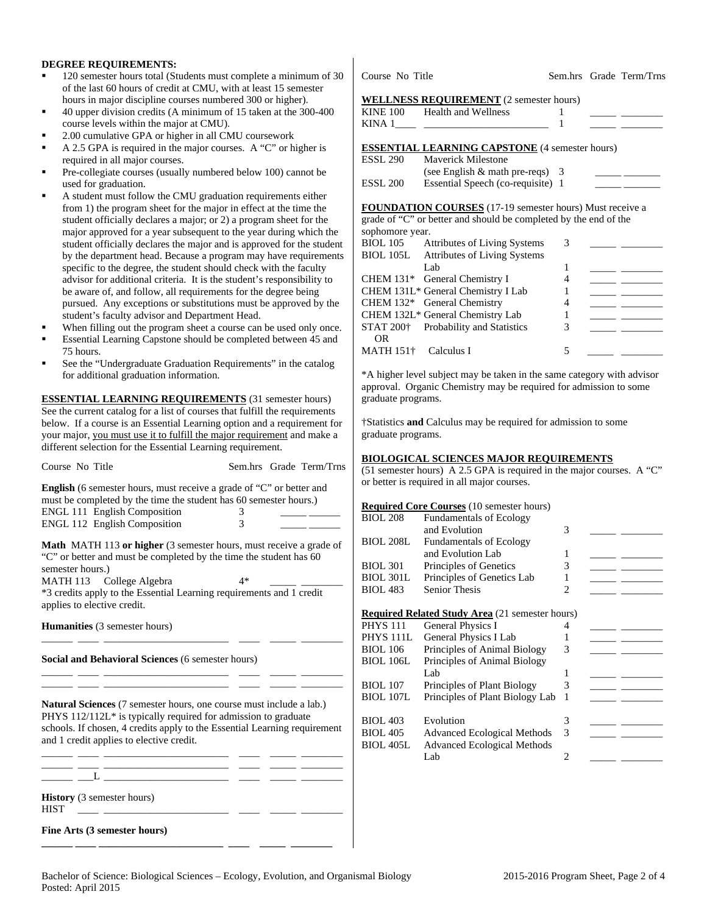**DEGREE REQUIREMENTS:**

- 120 semester hours total (Students must complete a minimum of 30 of the last 60 hours of credit at CMU, with at least 15 semester hours in major discipline courses numbered 300 or higher).
- 40 upper division credits (A minimum of 15 taken at the 300-400 course levels within the major at CMU).
- 2.00 cumulative GPA or higher in all CMU coursework
- A 2.5 GPA is required in the major courses. A "C" or higher is required in all major courses.
- Pre-collegiate courses (usually numbered below 100) cannot be used for graduation.
- A student must follow the CMU graduation requirements either from 1) the program sheet for the major in effect at the time the student officially declares a major; or 2) a program sheet for the major approved for a year subsequent to the year during which the student officially declares the major and is approved for the student by the department head. Because a program may have requirements specific to the degree, the student should check with the faculty advisor for additional criteria. It is the student's responsibility to be aware of, and follow, all requirements for the degree being pursued. Any exceptions or substitutions must be approved by the student's faculty advisor and Department Head.
- When filling out the program sheet a course can be used only once.
- Essential Learning Capstone should be completed between 45 and 75 hours.
- See the "Undergraduate Graduation Requirements" in the catalog for additional graduation information.

**ESSENTIAL LEARNING REQUIREMENTS** (31 semester hours) See the current catalog for a list of courses that fulfill the requirements below. If a course is an Essential Learning option and a requirement for your major, you must use it to fulfill the major requirement and make a different selection for the Essential Learning requirement.

| Course No | Title | Sem.hrs | Grade | Term/Trns |
|---|---|---|---|---|

**English** (6 semester hours, must receive a grade of "C" or better and must be completed by the time the student has 60 semester hours.)

| Course No | Title | Sem.hrs | Grade | Term/Trns |
|---|---|---|---|---|
| ENGL 111 | English Composition | 3 | _____ | ______ |
| ENGL 112 | English Composition | 3 | _____ | ______ |

**Math** MATH 113 **or higher** (3 semester hours, must receive a grade of "C" or better and must be completed by the time the student has 60 semester hours.)

| Course No | Title | Sem.hrs | Grade | Term/Trns |
|---|---|---|---|---|
| MATH 113 | College Algebra | 4* | _____ | ________ |

*3 credits apply to the Essential Learning requirements and 1 credit applies to elective credit.

**Humanities** (3 semester hours)

______ ____ ________________________ ____ _____ ________

**Social and Behavioral Sciences** (6 semester hours)

______ ____ ________________________ ____ _____ ________
______ ____ ________________________ ____ _____ ________

**Natural Sciences** (7 semester hours, one course must include a lab.) PHYS 112/112L* is typically required for admission to graduate schools. If chosen, 4 credits apply to the Essential Learning requirement and 1 credit applies to elective credit.

______ ____ ________________________ ____ _____ ________
______ ____ ________________________ ____ _____ ________
______ ___L ________________________ ____ _____ ________

**History** (3 semester hours)

HIST ____ ________________________ ____ _____ ________

**Fine Arts (3 semester hours)**

______ ____ ________________________ ____ _____ ________

| Course No | Title | Sem.hrs | Grade | Term/Trns |
|---|---|---|---|---|

**WELLNESS REQUIREMENT** (2 semester hours)

| Course No | Title | Sem.hrs | Grade | Term/Trns |
|---|---|---|---|---|
| KINE 100 | Health and Wellness | 1 | _____ | ________ |
| KINA 1____ | ________________________ | 1 | _____ | ________ |

**ESSENTIAL LEARNING CAPSTONE** (4 semester hours)

| Course No | Title | Sem.hrs | Grade | Term/Trns |
|---|---|---|---|---|
| ESSL 290 | Maverick Milestone (see English & math pre-reqs) | 3 | _____ | _______ |
| ESSL 200 | Essential Speech (co-requisite) | 1 | _____ | _______ |

**FOUNDATION COURSES** (17-19 semester hours) Must receive a grade of "C" or better and should be completed by the end of the sophomore year.

| Course No | Title | Sem.hrs | Grade | Term/Trns |
|---|---|---|---|---|
| BIOL 105 | Attributes of Living Systems | 3 | _____ | ________ |
| BIOL 105L | Attributes of Living Systems Lab | 1 | _____ | ________ |
| CHEM 131* | General Chemistry I | 4 | _____ | ________ |
| CHEM 131L* | General Chemistry I Lab | 1 | _____ | ________ |
| CHEM 132* | General Chemistry | 4 | _____ | ________ |
| CHEM 132L* | General Chemistry Lab | 1 | _____ | ________ |
| STAT 200† | Probability and Statistics | 3 | _____ | ________ |
| OR | | | | |
| MATH 151† | Calculus I | 5 | _____ | ________ |

*A higher level subject may be taken in the same category with advisor approval. Organic Chemistry may be required for admission to some graduate programs.

†Statistics **and** Calculus may be required for admission to some graduate programs.

**BIOLOGICAL SCIENCES MAJOR REQUIREMENTS**

(51 semester hours) A 2.5 GPA is required in the major courses. A "C" or better is required in all major courses.

**Required Core Courses** (10 semester hours)

| Course No | Title | Sem.hrs | Grade | Term/Trns |
|---|---|---|---|---|
| BIOL 208 | Fundamentals of Ecology and Evolution | 3 | _____ | ________ |
| BIOL 208L | Fundamentals of Ecology and Evolution Lab | 1 | _____ | ________ |
| BIOL 301 | Principles of Genetics | 3 | _____ | ________ |
| BIOL 301L | Principles of Genetics Lab | 1 | _____ | ________ |
| BIOL 483 | Senior Thesis | 2 | _____ | ________ |

**Required Related Study Area** (21 semester hours)

| Course No | Title | Sem.hrs | Grade | Term/Trns |
|---|---|---|---|---|
| PHYS 111 | General Physics I | 4 | _____ | ________ |
| PHYS 111L | General Physics I Lab | 1 | _____ | ________ |
| BIOL 106 | Principles of Animal Biology | 3 | _____ | ________ |
| BIOL 106L | Principles of Animal Biology Lab | 1 | _____ | ________ |
| BIOL 107 | Principles of Plant Biology | 3 | _____ | ________ |
| BIOL 107L | Principles of Plant Biology Lab | 1 | _____ | ________ |
| BIOL 403 | Evolution | 3 | _____ | ________ |
| BIOL 405 | Advanced Ecological Methods | 3 | _____ | ________ |
| BIOL 405L | Advanced Ecological Methods Lab | 2 | _____ | ________ |

Bachelor of Science: Biological Sciences – Ecology, Evolution, and Organismal Biology
Posted: April 2015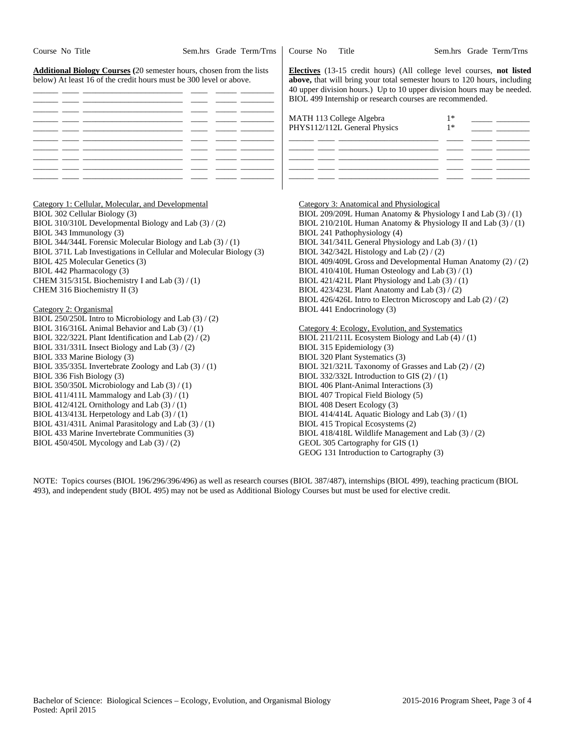| Course No | Title | Sem.hrs | Grade | Term/Trns |
|---|---|---|---|---|

**Additional Biology Courses** (20 semester hours, chosen from the lists below) At least 16 of the credit hours must be 300 level or above.

| Course No | Title | Sem.hrs | Grade | Term/Trns |
|---|---|---|---|---|
| | | | | |
| | | | | |
| | | | | |
| | | | | |
| | | | | |
| | | | | |
| | | | | |
| | | | | |
| | | | | |
| | | | | |

**Electives** (13-15 credit hours) (All college level courses, **not listed above,** that will bring your total semester hours to 120 hours, including 40 upper division hours.) Up to 10 upper division hours may be needed. BIOL 499 Internship or research courses are recommended.

| Course No | Title | Sem.hrs | Grade | Term/Trns |
|---|---|---|---|---|
| MATH 113 | College Algebra | 1* | | |
| PHYS112/112L | General Physics | 1* | | |
| | | | | |
| | | | | |
| | | | | |
| | | | | |
| | | | | |

Category 1: Cellular, Molecular, and Developmental

BIOL 302 Cellular Biology (3)
BIOL 310/310L Developmental Biology and Lab (3) / (2)
BIOL 343 Immunology (3)
BIOL 344/344L Forensic Molecular Biology and Lab (3) / (1)
BIOL 371L Lab Investigations in Cellular and Molecular Biology (3)
BIOL 425 Molecular Genetics (3)
BIOL 442 Pharmacology (3)
CHEM 315/315L Biochemistry I and Lab (3) / (1)
CHEM 316 Biochemistry II (3)

Category 2: Organismal

BIOL 250/250L Intro to Microbiology and Lab (3) / (2)
BIOL 316/316L Animal Behavior and Lab (3) / (1)
BIOL 322/322L Plant Identification and Lab (2) / (2)
BIOL 331/331L Insect Biology and Lab (3) / (2)
BIOL 333 Marine Biology (3)
BIOL 335/335L Invertebrate Zoology and Lab (3) / (1)
BIOL 336 Fish Biology (3)
BIOL 350/350L Microbiology and Lab (3) / (1)
BIOL 411/411L Mammalogy and Lab (3) / (1)
BIOL 412/412L Ornithology and Lab (3) / (1)
BIOL 413/413L Herpetology and Lab (3) / (1)
BIOL 431/431L Animal Parasitology and Lab (3) / (1)
BIOL 433 Marine Invertebrate Communities (3)
BIOL 450/450L Mycology and Lab (3) / (2)

Category 3: Anatomical and Physiological

BIOL 209/209L Human Anatomy & Physiology I and Lab (3) / (1)
BIOL 210/210L Human Anatomy & Physiology II and Lab (3) / (1)
BIOL 241 Pathophysiology (4)
BIOL 341/341L General Physiology and Lab (3) / (1)
BIOL 342/342L Histology and Lab (2) / (2)
BIOL 409/409L Gross and Developmental Human Anatomy (2) / (2)
BIOL 410/410L Human Osteology and Lab (3) / (1)
BIOL 421/421L Plant Physiology and Lab (3) / (1)
BIOL 423/423L Plant Anatomy and Lab (3) / (2)
BIOL 426/426L Intro to Electron Microscopy and Lab (2) / (2)
BIOL 441 Endocrinology (3)

Category 4: Ecology, Evolution, and Systematics

BIOL 211/211L Ecosystem Biology and Lab (4) / (1)
BIOL 315 Epidemiology (3)
BIOL 320 Plant Systematics (3)
BIOL 321/321L Taxonomy of Grasses and Lab (2) / (2)
BIOL 332/332L Introduction to GIS (2) / (1)
BIOL 406 Plant-Animal Interactions (3)
BIOL 407 Tropical Field Biology (5)
BIOL 408 Desert Ecology (3)
BIOL 414/414L Aquatic Biology and Lab (3) / (1)
BIOL 415 Tropical Ecosystems (2)
BIOL 418/418L Wildlife Management and Lab (3) / (2)
GEOL 305 Cartography for GIS (1)
GEOG 131 Introduction to Cartography (3)

NOTE: Topics courses (BIOL 196/296/396/496) as well as research courses (BIOL 387/487), internships (BIOL 499), teaching practicum (BIOL 493), and independent study (BIOL 495) may not be used as Additional Biology Courses but must be used for elective credit.

Bachelor of Science: Biological Sciences – Ecology, Evolution, and Organismal Biology
Posted: April 2015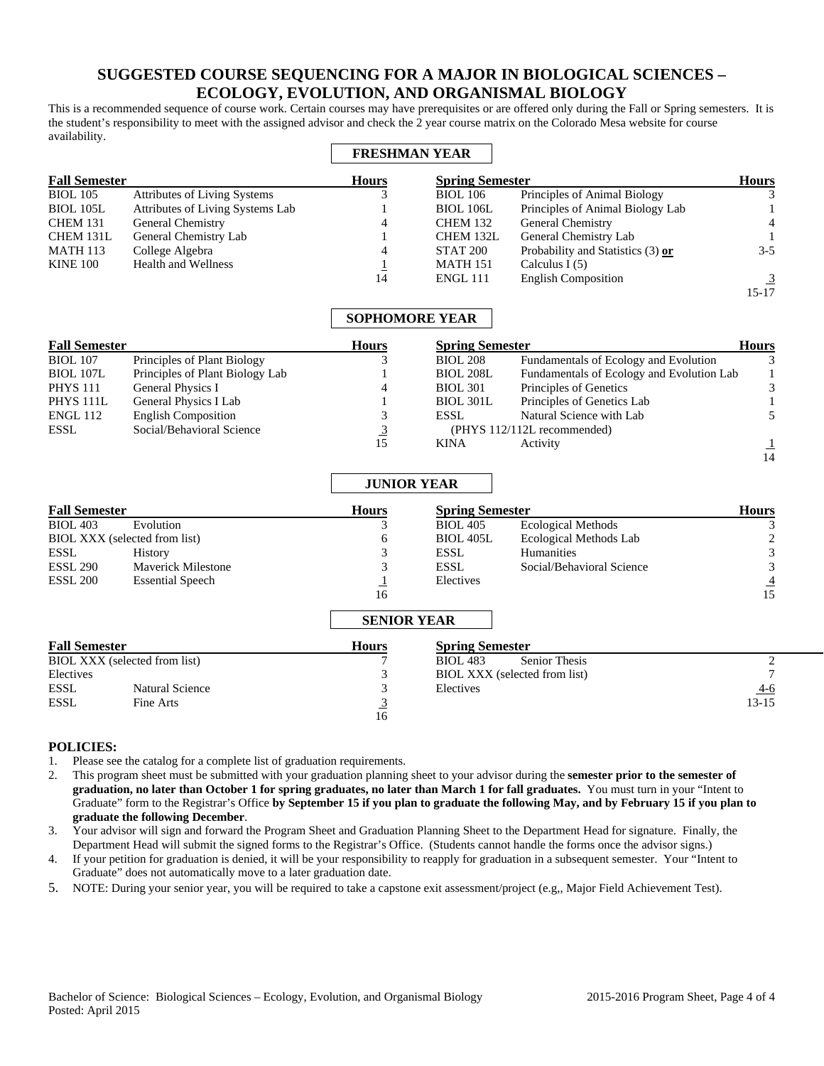# SUGGESTED COURSE SEQUENCING FOR A MAJOR IN BIOLOGICAL SCIENCES – ECOLOGY, EVOLUTION, AND ORGANISMAL BIOLOGY

This is a recommended sequence of course work. Certain courses may have prerequisites or are offered only during the Fall or Spring semesters. It is the student's responsibility to meet with the assigned advisor and check the 2 year course matrix on the Colorado Mesa website for course availability.

## FRESHMAN YEAR

| Fall Semester | | Hours | Spring Semester | | Hours |
|---|---|---|---|---|---|
| BIOL 105 | Attributes of Living Systems | 3 | BIOL 106 | Principles of Animal Biology | 3 |
| BIOL 105L | Attributes of Living Systems Lab | 1 | BIOL 106L | Principles of Animal Biology Lab | 1 |
| CHEM 131 | General Chemistry | 4 | CHEM 132 | General Chemistry | 4 |
| CHEM 131L | General Chemistry Lab | 1 | CHEM 132L | General Chemistry Lab | 1 |
| MATH 113 | College Algebra | 4 | STAT 200 | Probability and Statistics (3) **or** | 3-5 |
| KINE 100 | Health and Wellness | 1 | MATH 151 | Calculus I (5) | |
| | | 14 | ENGL 111 | English Composition | 3 |
| | | | | | 15-17 |

## SOPHOMORE YEAR

| Fall Semester | | Hours | Spring Semester | | Hours |
|---|---|---|---|---|---|
| BIOL 107 | Principles of Plant Biology | 3 | BIOL 208 | Fundamentals of Ecology and Evolution | 3 |
| BIOL 107L | Principles of Plant Biology Lab | 1 | BIOL 208L | Fundamentals of Ecology and Evolution Lab | 1 |
| PHYS 111 | General Physics I | 4 | BIOL 301 | Principles of Genetics | 3 |
| PHYS 111L | General Physics I Lab | 1 | BIOL 301L | Principles of Genetics Lab | 1 |
| ENGL 112 | English Composition | 3 | ESSL | Natural Science with Lab | 5 |
| ESSL | Social/Behavioral Science | 3 | | (PHYS 112/112L recommended) | |
| | | 15 | KINA | Activity | 1 |
| | | | | | 14 |

## JUNIOR YEAR

| Fall Semester | | Hours | Spring Semester | | Hours |
|---|---|---|---|---|---|
| BIOL 403 | Evolution | 3 | BIOL 405 | Ecological Methods | 3 |
| BIOL XXX (selected from list) | | 6 | BIOL 405L | Ecological Methods Lab | 2 |
| ESSL | History | 3 | ESSL | Humanities | 3 |
| ESSL 290 | Maverick Milestone | 3 | ESSL | Social/Behavioral Science | 3 |
| ESSL 200 | Essential Speech | 1 | Electives | | 4 |
| | | 16 | | | 15 |

## SENIOR YEAR

| Fall Semester | | Hours | Spring Semester | | Hours |
|---|---|---|---|---|---|
| BIOL XXX (selected from list) | | 7 | BIOL 483 | Senior Thesis | 2 |
| Electives | | 3 | BIOL XXX (selected from list) | | 7 |
| ESSL | Natural Science | 3 | Electives | | 4-6 |
| ESSL | Fine Arts | 3 | | | 13-15 |
| | | 16 | | | |

### POLICIES:

1. Please see the catalog for a complete list of graduation requirements.
2. This program sheet must be submitted with your graduation planning sheet to your advisor during the **semester prior to the semester of graduation, no later than October 1 for spring graduates, no later than March 1 for fall graduates.** You must turn in your "Intent to Graduate" form to the Registrar's Office **by September 15 if you plan to graduate the following May, and by February 15 if you plan to graduate the following December**.
3. Your advisor will sign and forward the Program Sheet and Graduation Planning Sheet to the Department Head for signature. Finally, the Department Head will submit the signed forms to the Registrar's Office. (Students cannot handle the forms once the advisor signs.)
4. If your petition for graduation is denied, it will be your responsibility to reapply for graduation in a subsequent semester. Your "Intent to Graduate" does not automatically move to a later graduation date.
5. NOTE: During your senior year, you will be required to take a capstone exit assessment/project (e.g,, Major Field Achievement Test).